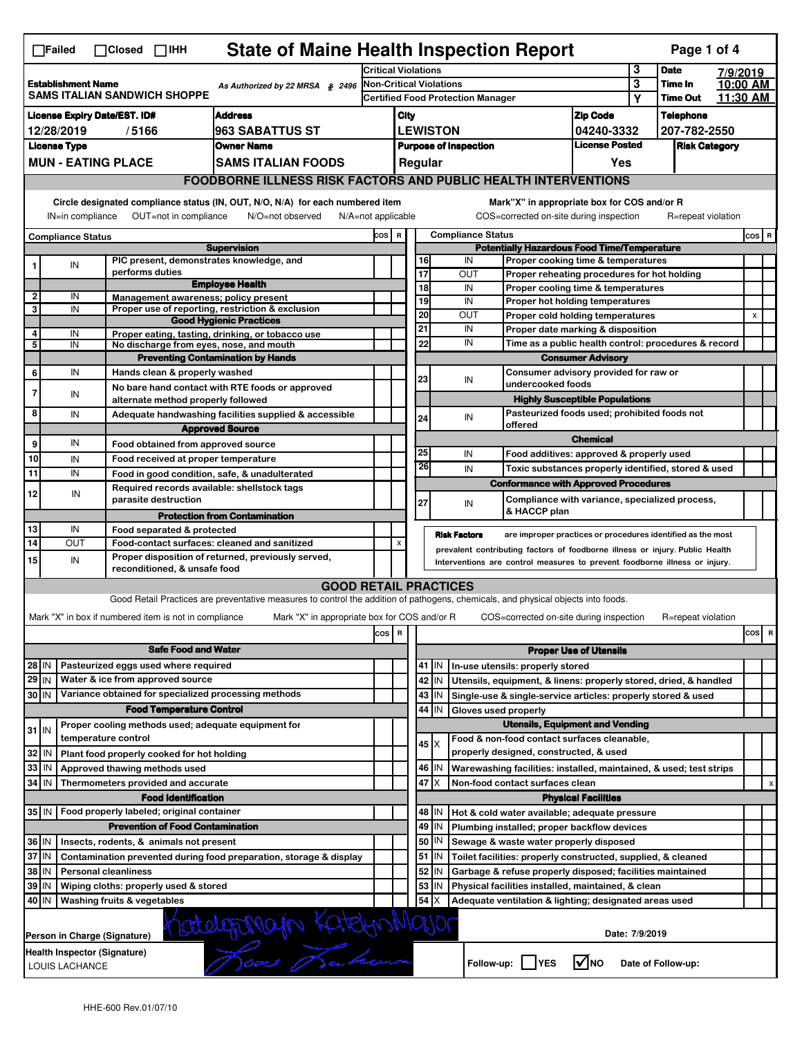☐Failed ☐Closed ☐IHH

# State of Maine Health Inspection Report

| Establishment Name | As Authorized by 22 MRSA § 2496 | Critical Violations | 3 | Date | 7/9/2019 |
|---|---|---|---|---|---|
| SAMS ITALIAN SANDWICH SHOPPE | | Non-Critical Violations | 3 | Time In | 10:00 AM |
| | | Certified Food Protection Manager | Y | Time Out | 11:30 AM |

| License Expiry Date/EST. ID# | Address | City | Zip Code | Telephone |
|---|---|---|---|---|
| 12/28/2019 / 5166 | 963 SABATTUS ST | LEWISTON | 04240-3332 | 207-782-2550 |
| **License Type** | **Owner Name** | **Purpose of Inspection** | **License Posted** | **Risk Category** |
| MUN - EATING PLACE | SAMS ITALIAN FOODS | Regular | Yes | |

## FOODBORNE ILLNESS RISK FACTORS AND PUBLIC HEALTH INTERVENTIONS

Circle designated compliance status (IN, OUT, N/O, N/A) for each numbered item — IN=in compliance, OUT=not in compliance, N/O=not observed, N/A=not applicable

Mark "X" in appropriate box for COS and/or R — COS=corrected on-site during inspection, R=repeat violation

| # | Compliance Status | Item | COS | R |
|---|---|---|---|---|
| | | **Supervision** | | |
| 1 | IN | PIC present, demonstrates knowledge, and performs duties | | |
| | | **Employee Health** | | |
| 2 | IN | Management awareness; policy present | | |
| 3 | IN | Proper use of reporting, restriction & exclusion | | |
| | | **Good Hygienic Practices** | | |
| 4 | IN | Proper eating, tasting, drinking, or tobacco use | | |
| 5 | IN | No discharge from eyes, nose, and mouth | | |
| | | **Preventing Contamination by Hands** | | |
| 6 | IN | Hands clean & properly washed | | |
| 7 | IN | No bare hand contact with RTE foods or approved alternate method properly followed | | |
| 8 | IN | Adequate handwashing facilities supplied & accessible | | |
| | | **Approved Source** | | |
| 9 | IN | Food obtained from approved source | | |
| 10 | IN | Food received at proper temperature | | |
| 11 | IN | Food in good condition, safe, & unadulterated | | |
| 12 | IN | Required records available: shellstock tags parasite destruction | | |
| | | **Protection from Contamination** | | |
| 13 | IN | Food separated & protected | | |
| 14 | OUT | Food-contact surfaces: cleaned and sanitized | | X |
| 15 | IN | Proper disposition of returned, previously served, reconditioned, & unsafe food | | |
| | | **Potentially Hazardous Food Time/Temperature** | | |
| 16 | IN | Proper cooking time & temperatures | | |
| 17 | OUT | Proper reheating procedures for hot holding | | |
| 18 | IN | Proper cooling time & temperatures | | |
| 19 | IN | Proper hot holding temperatures | | |
| 20 | OUT | Proper cold holding temperatures | | X |
| 21 | IN | Proper date marking & disposition | | |
| 22 | IN | Time as a public health control: procedures & record | | |
| | | **Consumer Advisory** | | |
| 23 | IN | Consumer advisory provided for raw or undercooked foods | | |
| | | **Highly Susceptible Populations** | | |
| 24 | IN | Pasteurized foods used; prohibited foods not offered | | |
| | | **Chemical** | | |
| 25 | IN | Food additives: approved & properly used | | |
| 26 | IN | Toxic substances properly identified, stored & used | | |
| | | **Conformance with Approved Procedures** | | |
| 27 | IN | Compliance with variance, specialized process, & HACCP plan | | |

**Risk Factors** are improper practices or procedures identified as the most prevalent contributing factors of foodborne illness or injury. Public Health Interventions are control measures to prevent foodborne illness or injury.

## GOOD RETAIL PRACTICES

Good Retail Practices are preventative measures to control the addition of pathogens, chemicals, and physical objects into foods.

Mark "X" in box if numbered item is not in compliance — Mark "X" in appropriate box for COS and/or R — COS=corrected on-site during inspection — R=repeat violation

| # | Status | Item | COS | R |
|---|---|---|---|---|
| | | **Safe Food and Water** | | |
| 28 | IN | Pasteurized eggs used where required | | |
| 29 | IN | Water & ice from approved source | | |
| 30 | IN | Variance obtained for specialized processing methods | | |
| | | **Food Temperature Control** | | |
| 31 | IN | Proper cooling methods used; adequate equipment for temperature control | | |
| 32 | IN | Plant food properly cooked for hot holding | | |
| 33 | IN | Approved thawing methods used | | |
| 34 | IN | Thermometers provided and accurate | | |
| | | **Food Identification** | | |
| 35 | IN | Food properly labeled; original container | | |
| | | **Prevention of Food Contamination** | | |
| 36 | IN | Insects, rodents, & animals not present | | |
| 37 | IN | Contamination prevented during food preparation, storage & display | | |
| 38 | IN | Personal cleanliness | | |
| 39 | IN | Wiping cloths: properly used & stored | | |
| 40 | IN | Washing fruits & vegetables | | |
| | | **Proper Use of Utensils** | | |
| 41 | IN | In-use utensils: properly stored | | |
| 42 | IN | Utensils, equipment, & linens: properly stored, dried, & handled | | |
| 43 | IN | Single-use & single-service articles: properly stored & used | | |
| 44 | IN | Gloves used properly | | |
| | | **Utensils, Equipment and Vending** | | |
| 45 | X | Food & non-food contact surfaces cleanable, properly designed, constructed, & used | | |
| 46 | IN | Warewashing facilities: installed, maintained, & used; test strips | | |
| 47 | X | Non-food contact surfaces clean | | X |
| | | **Physical Facilities** | | |
| 48 | IN | Hot & cold water available; adequate pressure | | |
| 49 | IN | Plumbing installed; proper backflow devices | | |
| 50 | IN | Sewage & waste water properly disposed | | |
| 51 | IN | Toilet facilities: properly constructed, supplied, & cleaned | | |
| 52 | IN | Garbage & refuse properly disposed; facilities maintained | | |
| 53 | IN | Physical facilities installed, maintained, & clean | | |
| 54 | X | Adequate ventilation & lighting; designated areas used | | |

Person in Charge (Signature): Katelyn Major — Date: 7/9/2019

Health Inspector (Signature): LOUIS LACHANCE

Follow-up: ☐ YES ☑ NO — Date of Follow-up:

HHE-600 Rev.01/07/10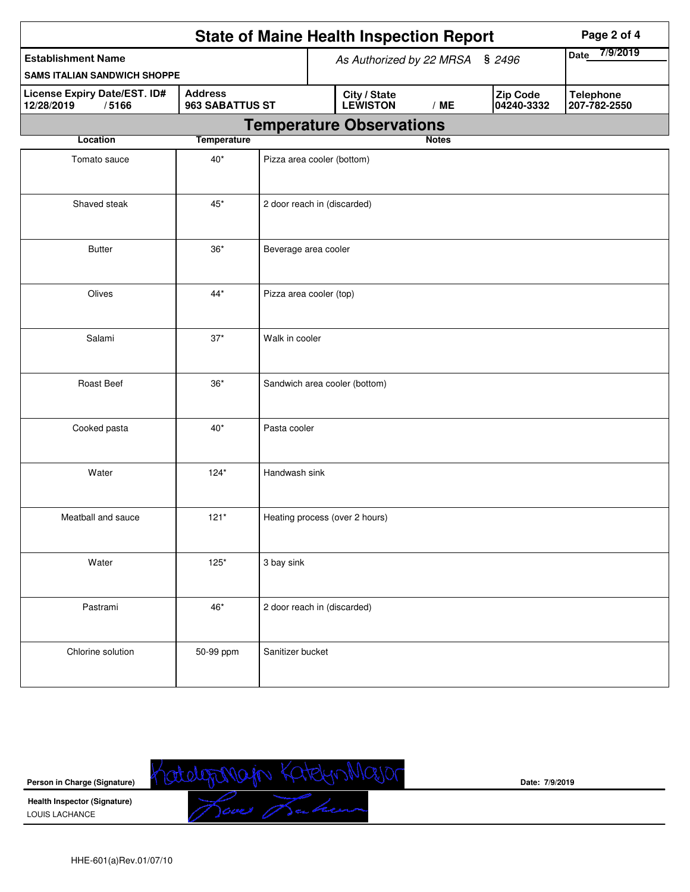# State of Maine Health Inspection Report

| Establishment Name | As Authorized by 22 MRSA § 2496 | | Date 7/9/2019 |
|---|---|---|---|
| SAMS ITALIAN SANDWICH SHOPPE | | | |

| License Expiry Date/EST. ID# | Address | City / State | Zip Code | Telephone |
|---|---|---|---|---|
| 12/28/2019 / 5166 | 963 SABATTUS ST | LEWISTON / ME | 04240-3332 | 207-782-2550 |

## Temperature Observations

| Location | Temperature | Notes |
|---|---|---|
| Tomato sauce | 40* | Pizza area cooler (bottom) |
| Shaved steak | 45* | 2 door reach in (discarded) |
| Butter | 36* | Beverage area cooler |
| Olives | 44* | Pizza area cooler (top) |
| Salami | 37* | Walk in cooler |
| Roast Beef | 36* | Sandwich area cooler (bottom) |
| Cooked pasta | 40* | Pasta cooler |
| Water | 124* | Handwash sink |
| Meatball and sauce | 121* | Heating process (over 2 hours) |
| Water | 125* | 3 bay sink |
| Pastrami | 46* | 2 door reach in (discarded) |
| Chlorine solution | 50-99 ppm | Sanitizer bucket |

**Person in Charge (Signature)** KatelynMajor KatelynMajor **Date:** 7/9/2019

**Health Inspector (Signature)**
LOUIS LACHANCE

HHE-601(a)Rev.01/07/10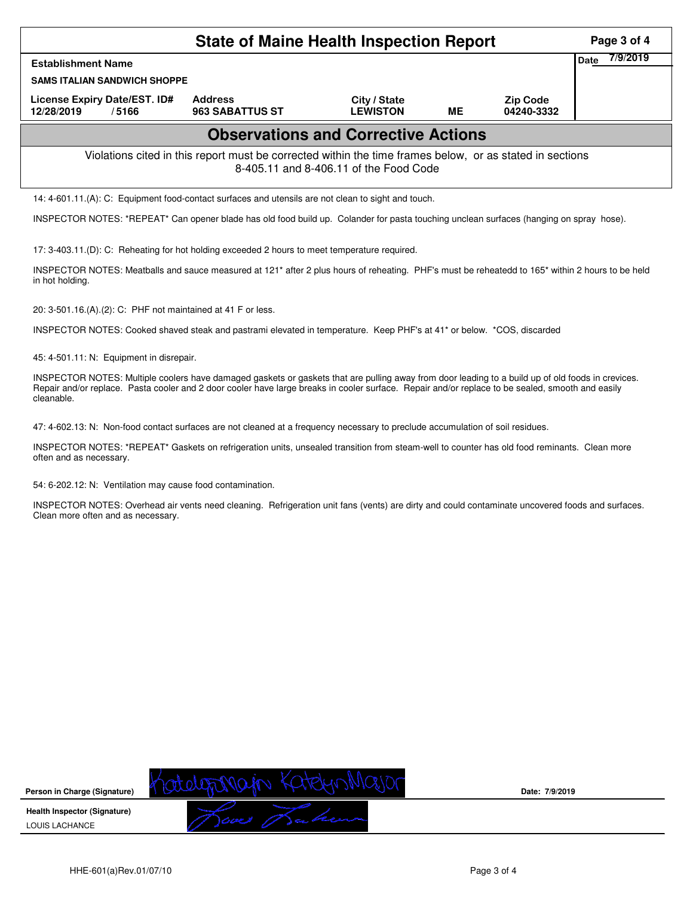# State of Maine Health Inspection Report

| Establishment Name | | | | | Date 7/9/2019 |
|---|---|---|---|---|---|
| SAMS ITALIAN SANDWICH SHOPPE | | | | | |
| License Expiry Date/EST. ID# | Address | City / State | | Zip Code | |
| 12/28/2019 / 5166 | 963 SABATTUS ST | LEWISTON | ME | 04240-3332 | |

## Observations and Corrective Actions

Violations cited in this report must be corrected within the time frames below, or as stated in sections 8-405.11 and 8-406.11 of the Food Code

14: 4-601.11.(A): C: Equipment food-contact surfaces and utensils are not clean to sight and touch.

INSPECTOR NOTES: *REPEAT* Can opener blade has old food build up. Colander for pasta touching unclean surfaces (hanging on spray hose).

17: 3-403.11.(D): C: Reheating for hot holding exceeded 2 hours to meet temperature required.

INSPECTOR NOTES: Meatballs and sauce measured at 121* after 2 plus hours of reheating. PHF's must be reheatedd to 165* within 2 hours to be held in hot holding.

20: 3-501.16.(A).(2): C: PHF not maintained at 41 F or less.

INSPECTOR NOTES: Cooked shaved steak and pastrami elevated in temperature. Keep PHF's at 41* or below. *COS, discarded

45: 4-501.11: N: Equipment in disrepair.

INSPECTOR NOTES: Multiple coolers have damaged gaskets or gaskets that are pulling away from door leading to a build up of old foods in crevices. Repair and/or replace. Pasta cooler and 2 door cooler have large breaks in cooler surface. Repair and/or replace to be sealed, smooth and easily cleanable.

47: 4-602.13: N: Non-food contact surfaces are not cleaned at a frequency necessary to preclude accumulation of soil residues.

INSPECTOR NOTES: *REPEAT* Gaskets on refrigeration units, unsealed transition from steam-well to counter has old food reminants. Clean more often and as necessary.

54: 6-202.12: N: Ventilation may cause food contamination.

INSPECTOR NOTES: Overhead air vents need cleaning. Refrigeration unit fans (vents) are dirty and could contaminate uncovered foods and surfaces. Clean more often and as necessary.

| | | |
|---|---|---|
| Person in Charge (Signature) | KatelynMajor KatelynMajor | Date: 7/9/2019 |
| Health Inspector (Signature) LOUIS LACHANCE | Louis Lachance | |

HHE-601(a)Rev.01/07/10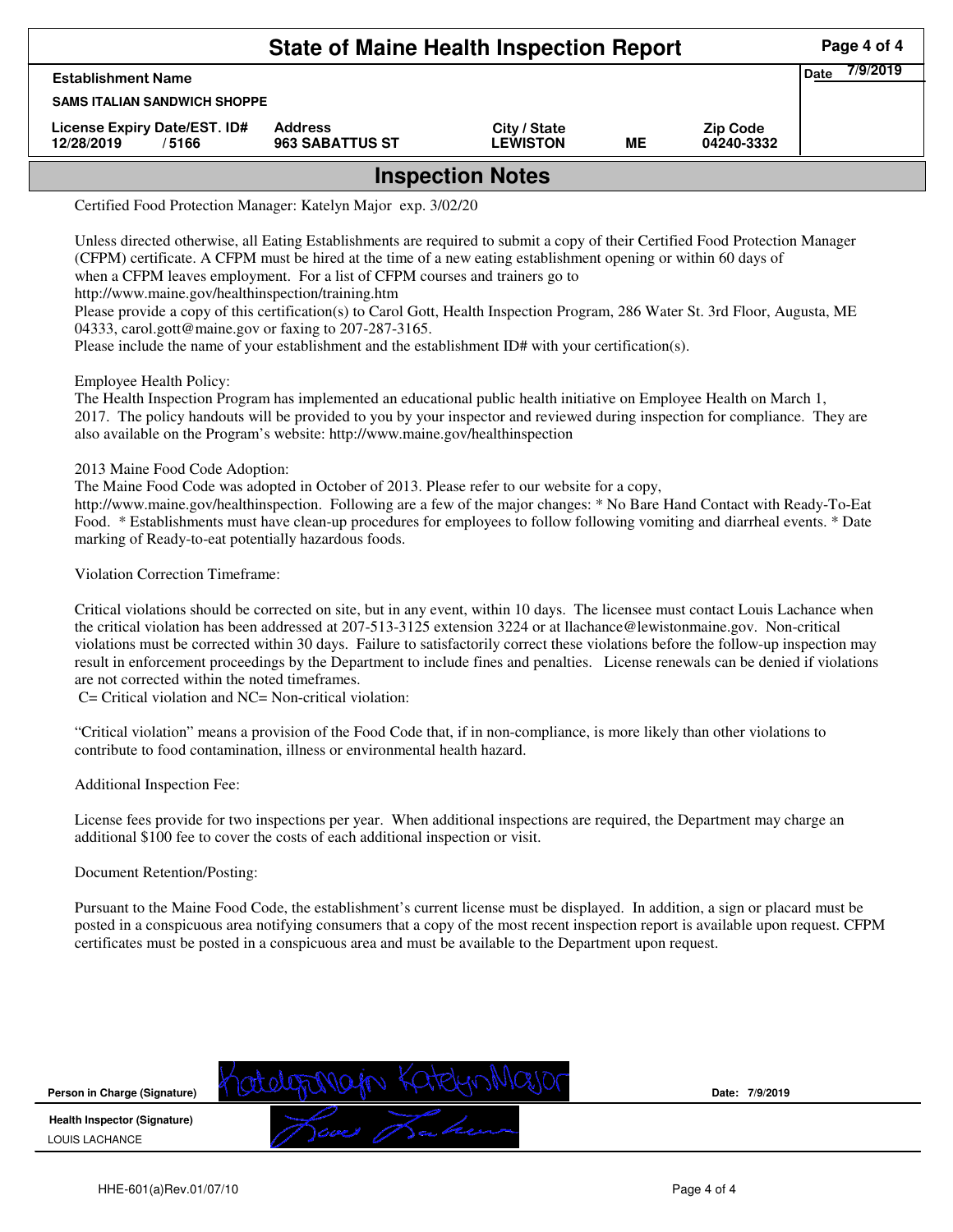# State of Maine Health Inspection Report

| Establishment Name | | | | | Date 7/9/2019 |
|---|---|---|---|---|---|
| SAMS ITALIAN SANDWICH SHOPPE | | | | | |
| License Expiry Date/EST. ID# | Address | City / State | | Zip Code | |
| 12/28/2019 / 5166 | 963 SABATTUS ST | LEWISTON | ME | 04240-3332 | |

## Inspection Notes

Certified Food Protection Manager: Katelyn Major exp. 3/02/20

Unless directed otherwise, all Eating Establishments are required to submit a copy of their Certified Food Protection Manager (CFPM) certificate. A CFPM must be hired at the time of a new eating establishment opening or within 60 days of when a CFPM leaves employment. For a list of CFPM courses and trainers go to http://www.maine.gov/healthinspection/training.htm
Please provide a copy of this certification(s) to Carol Gott, Health Inspection Program, 286 Water St. 3rd Floor, Augusta, ME 04333, carol.gott@maine.gov or faxing to 207-287-3165.
Please include the name of your establishment and the establishment ID# with your certification(s).

Employee Health Policy:
The Health Inspection Program has implemented an educational public health initiative on Employee Health on March 1, 2017. The policy handouts will be provided to you by your inspector and reviewed during inspection for compliance. They are also available on the Program's website: http://www.maine.gov/healthinspection

2013 Maine Food Code Adoption:
The Maine Food Code was adopted in October of 2013. Please refer to our website for a copy, http://www.maine.gov/healthinspection. Following are a few of the major changes: * No Bare Hand Contact with Ready-To-Eat Food. * Establishments must have clean-up procedures for employees to follow following vomiting and diarrheal events. * Date marking of Ready-to-eat potentially hazardous foods.

Violation Correction Timeframe:

Critical violations should be corrected on site, but in any event, within 10 days. The licensee must contact Louis Lachance when the critical violation has been addressed at 207-513-3125 extension 3224 or at llachance@lewistonmaine.gov. Non-critical violations must be corrected within 30 days. Failure to satisfactorily correct these violations before the follow-up inspection may result in enforcement proceedings by the Department to include fines and penalties. License renewals can be denied if violations are not corrected within the noted timeframes.
C= Critical violation and NC= Non-critical violation:

"Critical violation" means a provision of the Food Code that, if in non-compliance, is more likely than other violations to contribute to food contamination, illness or environmental health hazard.

Additional Inspection Fee:

License fees provide for two inspections per year. When additional inspections are required, the Department may charge an additional $100 fee to cover the costs of each additional inspection or visit.

Document Retention/Posting:

Pursuant to the Maine Food Code, the establishment's current license must be displayed. In addition, a sign or placard must be posted in a conspicuous area notifying consumers that a copy of the most recent inspection report is available upon request. CFPM certificates must be posted in a conspicuous area and must be available to the Department upon request.

| | | |
|---|---|---|
| Person in Charge (Signature) | Katelyn Major Katelyn Major | Date: 7/9/2019 |
| Health Inspector (Signature) LOUIS LACHANCE | Louis Lachance | |

HHE-601(a)Rev.01/07/10